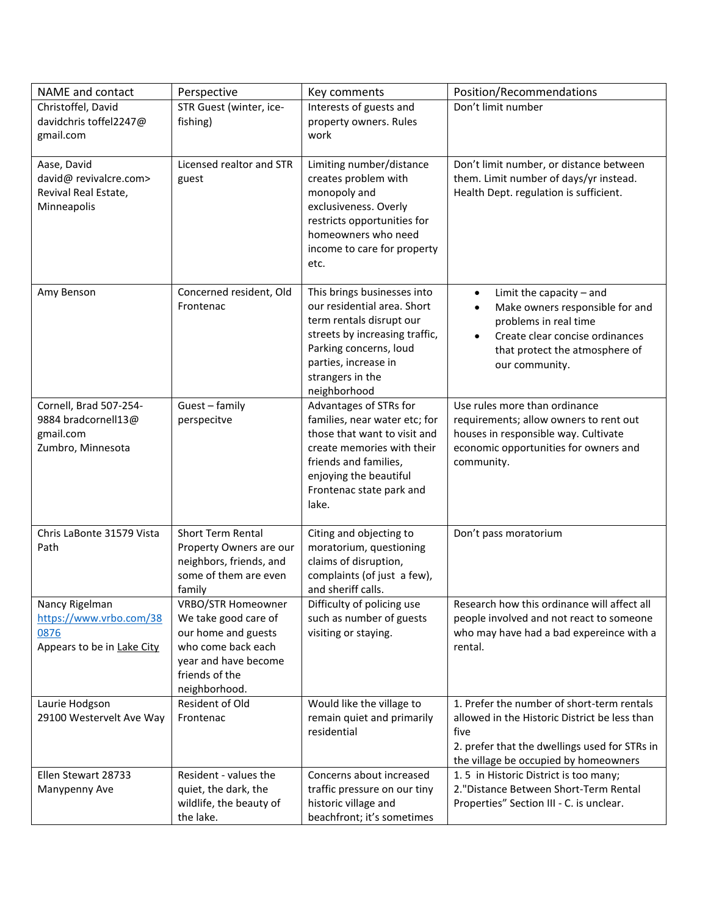| NAME and contact | Perspective | Key comments | Position/Recommendations |
|---|---|---|---|
| Christoffel, David davidchris toffel2247@ gmail.com | STR Guest (winter, ice-fishing) | Interests of guests and property owners. Rules work | Don't limit number |
| Aase, David david@ revivalcre.com> Revival Real Estate, Minneapolis | Licensed realtor and STR guest | Limiting number/distance creates problem with monopoly and exclusiveness. Overly restricts opportunities for homeowners who need income to care for property etc. | Don't limit number, or distance between them. Limit number of days/yr instead. Health Dept. regulation is sufficient. |
| Amy Benson | Concerned resident, Old Frontenac | This brings businesses into our residential area. Short term rentals disrupt our streets by increasing traffic, Parking concerns, loud parties, increase in strangers in the neighborhood | • Limit the capacity – and<br>• Make owners responsible for and problems in real time<br>• Create clear concise ordinances that protect the atmosphere of our community. |
| Cornell, Brad 507-254-9884 bradcornell13@ gmail.com Zumbro, Minnesota | Guest – family perspecitve | Advantages of STRs for families, near water etc; for those that want to visit and create memories with their friends and families, enjoying the beautiful Frontenac state park and lake. | Use rules more than ordinance requirements; allow owners to rent out houses in responsible way. Cultivate economic opportunities for owners and community. |
| Chris LaBonte 31579 Vista Path | Short Term Rental Property Owners are our neighbors, friends, and some of them are even family | Citing and objecting to moratorium, questioning claims of disruption, complaints (of just a few), and sheriff calls. | Don't pass moratorium |
| Nancy Rigelman https://www.vrbo.com/380876 Appears to be in Lake City | VRBO/STR Homeowner We take good care of our home and guests who come back each year and have become friends of the neighborhood. | Difficulty of policing use such as number of guests visiting or staying. | Research how this ordinance will affect all people involved and not react to someone who may have had a bad expereince with a rental. |
| Laurie Hodgson 29100 Westervelt Ave Way | Resident of Old Frontenac | Would like the village to remain quiet and primarily residential | 1. Prefer the number of short-term rentals allowed in the Historic District be less than five<br>2. prefer that the dwellings used for STRs in the village be occupied by homeowners |
| Ellen Stewart 28733 Manypenny Ave | Resident - values the quiet, the dark, the wildlife, the beauty of the lake. | Concerns about increased traffic pressure on our tiny historic village and beachfront; it's sometimes | 1. 5 in Historic District is too many;<br>2."Distance Between Short-Term Rental Properties" Section III - C. is unclear. |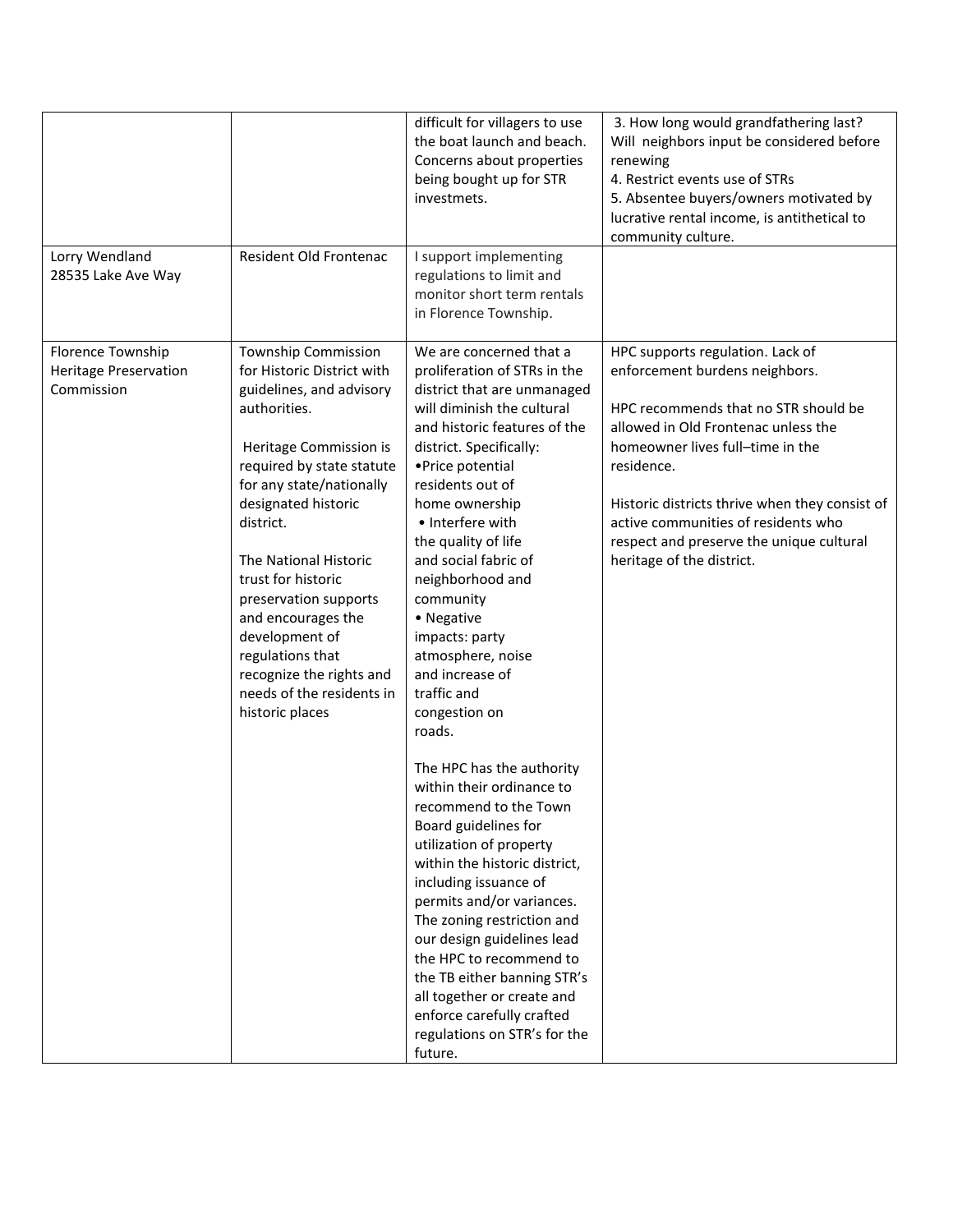| | | | |
|---|---|---|---|
| | | difficult for villagers to use the boat launch and beach. Concerns about properties being bought up for STR investmets. | 3. How long would grandfathering last? Will neighbors input be considered before renewing<br>4. Restrict events use of STRs<br>5. Absentee buyers/owners motivated by lucrative rental income, is antithetical to community culture. |
| Lorry Wendland<br>28535 Lake Ave Way | Resident Old Frontenac | I support implementing regulations to limit and monitor short term rentals in Florence Township. | |
| Florence Township Heritage Preservation Commission | Township Commission for Historic District with guidelines, and advisory authorities.<br><br>Heritage Commission is required by state statute for any state/nationally designated historic district.<br><br>The National Historic trust for historic preservation supports and encourages the development of regulations that recognize the rights and needs of the residents in historic places | We are concerned that a proliferation of STRs in the district that are unmanaged will diminish the cultural and historic features of the district. Specifically:<br>• Price potential residents out of home ownership<br>• Interfere with the quality of life and social fabric of neighborhood and community<br>• Negative impacts: party atmosphere, noise and increase of traffic and congestion on roads.<br><br>The HPC has the authority within their ordinance to recommend to the Town Board guidelines for utilization of property within the historic district, including issuance of permits and/or variances. The zoning restriction and our design guidelines lead the HPC to recommend to the TB either banning STR's all together or create and enforce carefully crafted regulations on STR's for the future. | HPC supports regulation. Lack of enforcement burdens neighbors.<br><br>HPC recommends that no STR should be allowed in Old Frontenac unless the homeowner lives full–time in the residence.<br><br>Historic districts thrive when they consist of active communities of residents who respect and preserve the unique cultural heritage of the district. |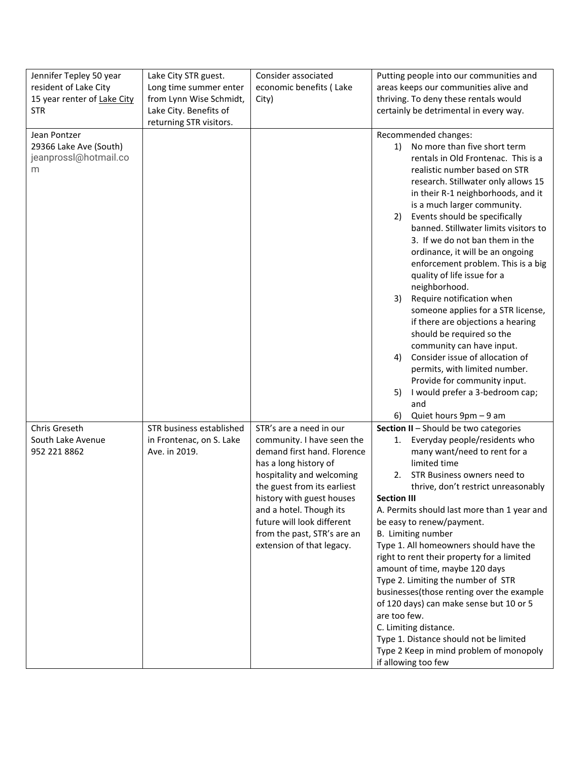| | | | |
|---|---|---|---|
| Jennifer Tepley 50 year resident of Lake City<br>15 year renter of Lake City STR | Lake City STR guest. Long time summer enter from Lynn Wise Schmidt, Lake City. Benefits of returning STR visitors. | Consider associated economic benefits ( Lake City) | Putting people into our communities and areas keeps our communities alive and thriving. To deny these rentals would certainly be detrimental in every way. |
| Jean Pontzer<br>29366 Lake Ave (South)<br>jeanprossl@hotmail.com | | | Recommended changes:<br>1) No more than five short term rentals in Old Frontenac. This is a realistic number based on STR research. Stillwater only allows 15 in their R-1 neighborhoods, and it is a much larger community.<br>2) Events should be specifically banned. Stillwater limits visitors to 3. If we do not ban them in the ordinance, it will be an ongoing enforcement problem. This is a big quality of life issue for a neighborhood.<br>3) Require notification when someone applies for a STR license, if there are objections a hearing should be required so the community can have input.<br>4) Consider issue of allocation of permits, with limited number. Provide for community input.<br>5) I would prefer a 3-bedroom cap; and<br>6) Quiet hours 9pm – 9 am |
| Chris Greseth<br>South Lake Avenue<br>952 221 8862 | STR business established in Frontenac, on S. Lake Ave. in 2019. | STR's are a need in our community. I have seen the demand first hand. Florence has a long history of hospitality and welcoming the guest from its earliest history with guest houses and a hotel. Though its future will look different from the past, STR's are an extension of that legacy. | **Section II** – Should be two categories<br>1. Everyday people/residents who many want/need to rent for a limited time<br>2. STR Business owners need to thrive, don't restrict unreasonably<br>**Section III**<br>A. Permits should last more than 1 year and be easy to renew/payment.<br>B. Limiting number<br>Type 1. All homeowners should have the right to rent their property for a limited amount of time, maybe 120 days<br>Type 2. Limiting the number of STR businesses(those renting over the example of 120 days) can make sense but 10 or 5 are too few.<br>C. Limiting distance.<br>Type 1. Distance should not be limited<br>Type 2 Keep in mind problem of monopoly if allowing too few |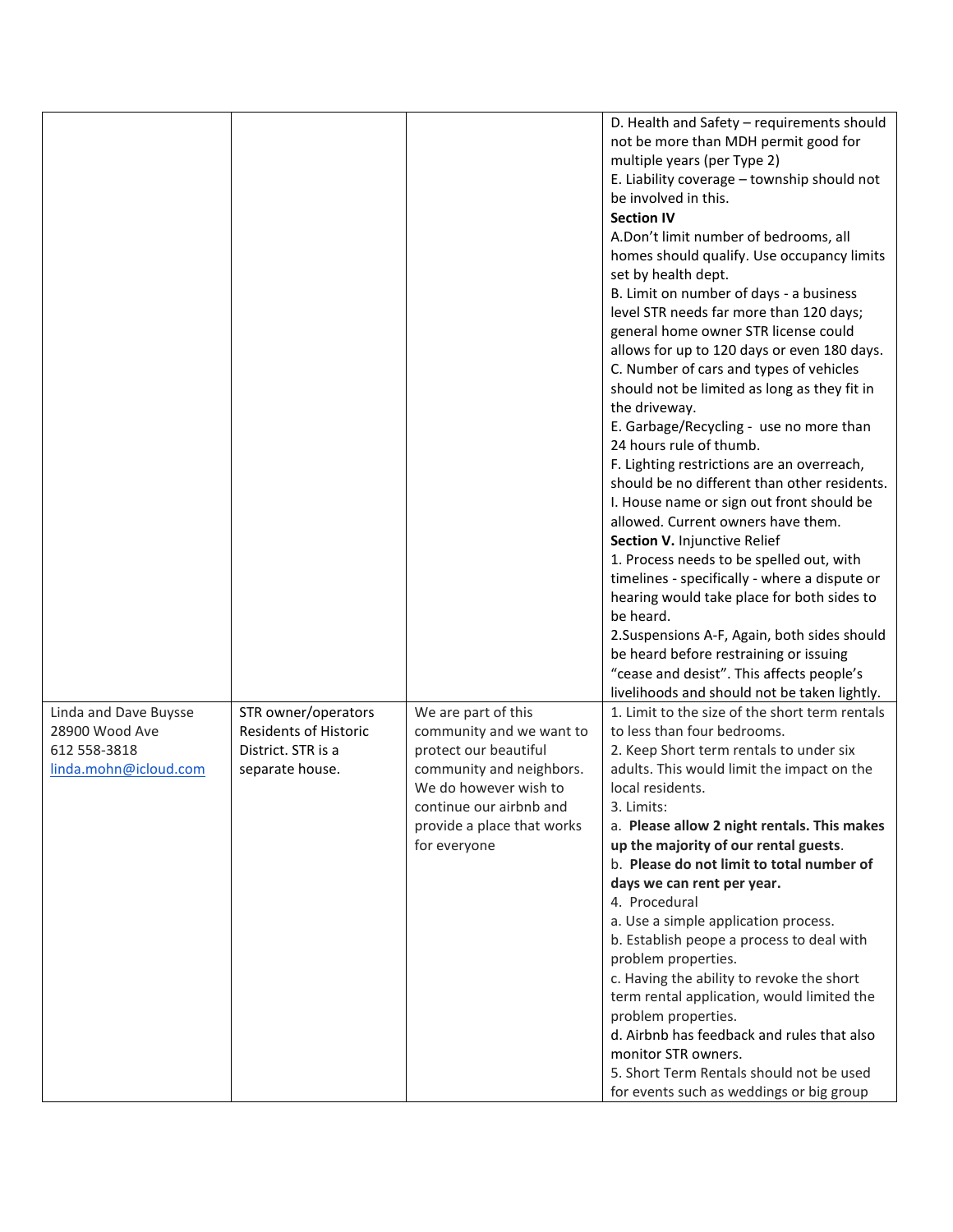| | | | |
|---|---|---|---|
| | | | D. Health and Safety – requirements should not be more than MDH permit good for multiple years (per Type 2)<br>E. Liability coverage – township should not be involved in this.<br>**Section IV**<br>A.Don't limit number of bedrooms, all homes should qualify. Use occupancy limits set by health dept.<br>B. Limit on number of days - a business level STR needs far more than 120 days; general home owner STR license could allows for up to 120 days or even 180 days.<br>C. Number of cars and types of vehicles should not be limited as long as they fit in the driveway.<br>E. Garbage/Recycling - use no more than 24 hours rule of thumb.<br>F. Lighting restrictions are an overreach, should be no different than other residents.<br>I. House name or sign out front should be allowed. Current owners have them.<br>**Section V.** Injunctive Relief<br>1. Process needs to be spelled out, with timelines - specifically - where a dispute or hearing would take place for both sides to be heard.<br>2.Suspensions A-F, Again, both sides should be heard before restraining or issuing "cease and desist". This affects people's livelihoods and should not be taken lightly. |
| Linda and Dave Buysse<br>28900 Wood Ave<br>612 558-3818<br>linda.mohn@icloud.com | STR owner/operators Residents of Historic District. STR is a separate house. | We are part of this community and we want to protect our beautiful community and neighbors. We do however wish to continue our airbnb and provide a place that works for everyone | 1. Limit to the size of the short term rentals to less than four bedrooms.<br>2. Keep Short term rentals to under six adults. This would limit the impact on the local residents.<br>3. Limits:<br>a. **Please allow 2 night rentals. This makes up the majority of our rental guests**.<br>b. **Please do not limit to total number of days we can rent per year.**<br>4. Procedural<br>a. Use a simple application process.<br>b. Establish peope a process to deal with problem properties.<br>c. Having the ability to revoke the short term rental application, would limited the problem properties.<br>d. Airbnb has feedback and rules that also monitor STR owners.<br>5. Short Term Rentals should not be used for events such as weddings or big group |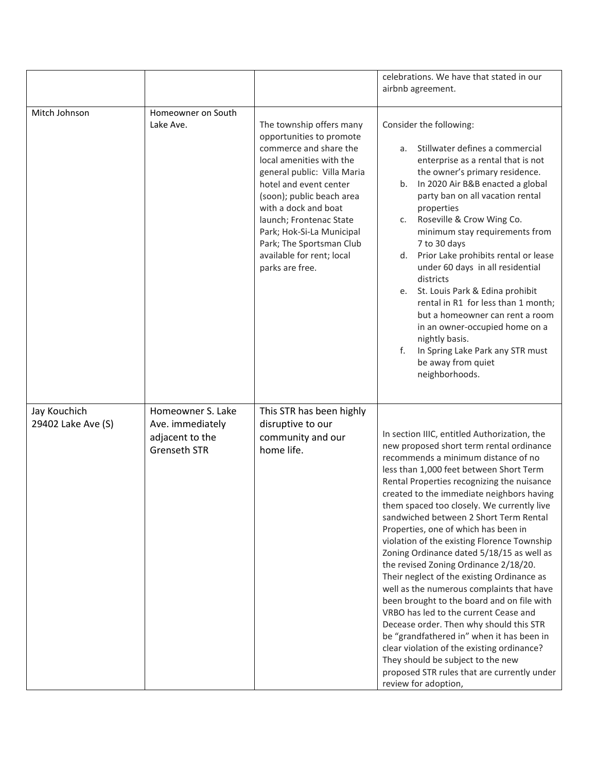| | | | |
|---|---|---|---|
| | | | celebrations. We have that stated in our airbnb agreement. |
| Mitch Johnson | Homeowner on South Lake Ave. | The township offers many opportunities to promote commerce and share the local amenities with the general public: Villa Maria hotel and event center (soon); public beach area with a dock and boat launch; Frontenac State Park; Hok-Si-La Municipal Park; The Sportsman Club available for rent; local parks are free. | Consider the following:<br><br>a. Stillwater defines a commercial enterprise as a rental that is not the owner's primary residence.<br>b. In 2020 Air B&B enacted a global party ban on all vacation rental properties<br>c. Roseville & Crow Wing Co. minimum stay requirements from 7 to 30 days<br>d. Prior Lake prohibits rental or lease under 60 days in all residential districts<br>e. St. Louis Park & Edina prohibit rental in R1 for less than 1 month; but a homeowner can rent a room in an owner-occupied home on a nightly basis.<br>f. In Spring Lake Park any STR must be away from quiet neighborhoods. |
| Jay Kouchich<br>29402 Lake Ave (S) | Homeowner S. Lake Ave. immediately adjacent to the Grenseth STR | This STR has been highly disruptive to our community and our home life. | In section IIIC, entitled Authorization, the new proposed short term rental ordinance recommends a minimum distance of no less than 1,000 feet between Short Term Rental Properties recognizing the nuisance created to the immediate neighbors having them spaced too closely. We currently live sandwiched between 2 Short Term Rental Properties, one of which has been in violation of the existing Florence Township Zoning Ordinance dated 5/18/15 as well as the revised Zoning Ordinance 2/18/20. Their neglect of the existing Ordinance as well as the numerous complaints that have been brought to the board and on file with VRBO has led to the current Cease and Decease order. Then why should this STR be "grandfathered in" when it has been in clear violation of the existing ordinance? They should be subject to the new proposed STR rules that are currently under review for adoption, |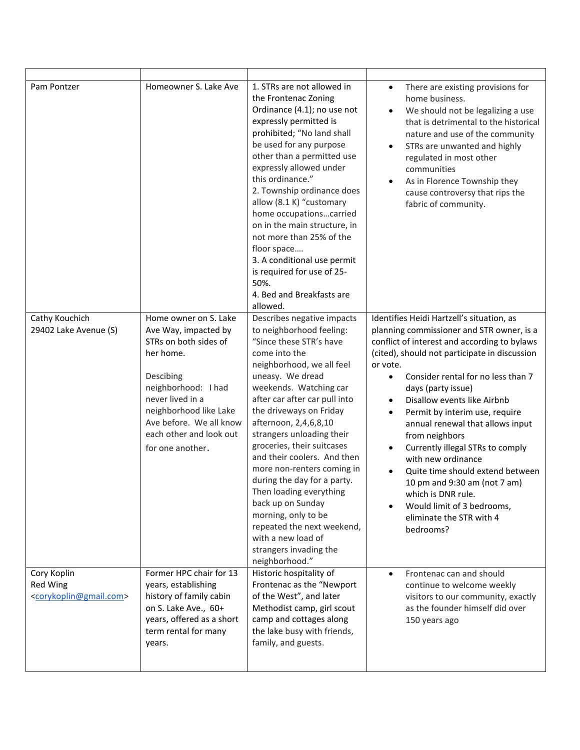| | | | |
|---|---|---|---|
| Pam Pontzer | Homeowner S. Lake Ave | 1. STRs are not allowed in the Frontenac Zoning Ordinance (4.1); no use not expressly permitted is prohibited; "No land shall be used for any purpose other than a permitted use expressly allowed under this ordinance."<br>2. Township ordinance does allow (8.1 K) "customary home occupations…carried on in the main structure, in not more than 25% of the floor space….<br>3. A conditional use permit is required for use of 25-50%.<br>4. Bed and Breakfasts are allowed. | • There are existing provisions for home business.<br>• We should not be legalizing a use that is detrimental to the historical nature and use of the community<br>• STRs are unwanted and highly regulated in most other communities<br>• As in Florence Township they cause controversy that rips the fabric of community. |
| Cathy Kouchich<br>29402 Lake Avenue (S) | Home owner on S. Lake Ave Way, impacted by STRs on both sides of her home.<br><br>Descibing neighborhood: I had never lived in a neighborhood like Lake Ave before. We all know each other and look out for one another. | Describes negative impacts to neighborhood feeling: "Since these STR's have come into the neighborhood, we all feel uneasy. We dread weekends. Watching car after car after car pull into the driveways on Friday afternoon, 2,4,6,8,10 strangers unloading their groceries, their suitcases and their coolers. And then more non-renters coming in during the day for a party. Then loading everything back up on Sunday morning, only to be repeated the next weekend, with a new load of strangers invading the neighborhood." | Identifies Heidi Hartzell's situation, as planning commissioner and STR owner, is a conflict of interest and according to bylaws (cited), should not participate in discussion or vote.<br>• Consider rental for no less than 7 days (party issue)<br>• Disallow events like Airbnb<br>• Permit by interim use, require annual renewal that allows input from neighbors<br>• Currently illegal STRs to comply with new ordinance<br>• Quite time should extend between 10 pm and 9:30 am (not 7 am) which is DNR rule.<br>• Would limit of 3 bedrooms, eliminate the STR with 4 bedrooms? |
| Cory Koplin<br>Red Wing<br><corykoplin@gmail.com> | Former HPC chair for 13 years, establishing history of family cabin on S. Lake Ave., 60+ years, offered as a short term rental for many years. | Historic hospitality of Frontenac as the "Newport of the West", and later Methodist camp, girl scout camp and cottages along the lake busy with friends, family, and guests. | • Frontenac can and should continue to welcome weekly visitors to our community, exactly as the founder himself did over 150 years ago |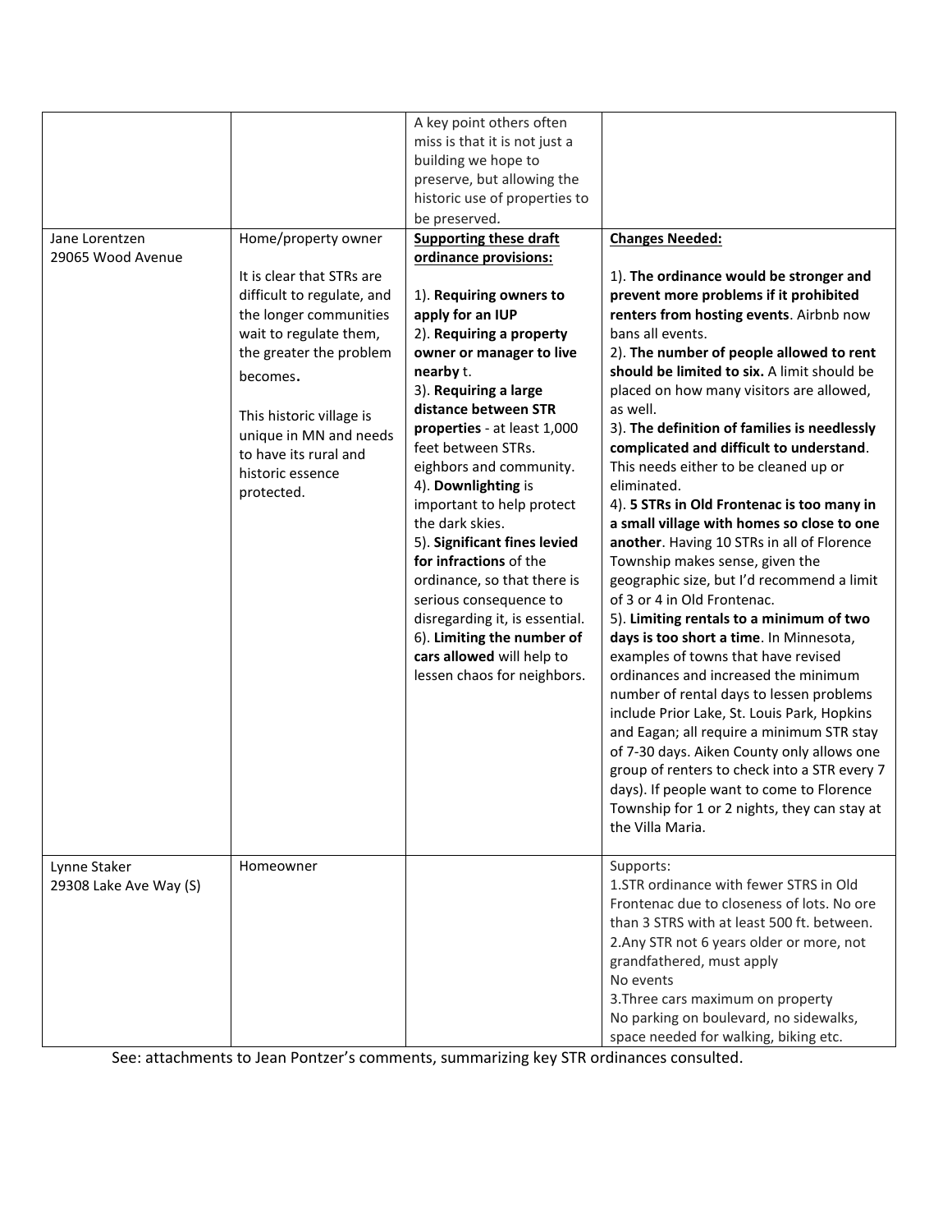| | | | |
|---|---|---|---|
| | | A key point others often miss is that it is not just a building we hope to preserve, but allowing the historic use of properties to be preserved. | |
| Jane Lorentzen<br>29065 Wood Avenue | Home/property owner<br><br>It is clear that STRs are difficult to regulate, and the longer communities wait to regulate them, the greater the problem becomes.<br><br>This historic village is unique in MN and needs to have its rural and historic essence protected. | **Supporting these draft ordinance provisions:**<br><br>1). **Requiring owners to apply for an IUP**<br>2). **Requiring a property owner or manager to live nearby** t.<br>3). **Requiring a large distance between STR properties** - at least 1,000 feet between STRs. eighbors and community.<br>4). **Downlighting** is important to help protect the dark skies.<br>5). **Significant fines levied for infractions** of the ordinance, so that there is serious consequence to disregarding it, is essential.<br>6). **Limiting the number of cars allowed** will help to lessen chaos for neighbors. | **Changes Needed:**<br><br>1). **The ordinance would be stronger and prevent more problems if it prohibited renters from hosting events**. Airbnb now bans all events.<br>2). **The number of people allowed to rent should be limited to six.** A limit should be placed on how many visitors are allowed, as well.<br>3). **The definition of families is needlessly complicated and difficult to understand**. This needs either to be cleaned up or eliminated.<br>4). **5 STRs in Old Frontenac is too many in a small village with homes so close to one another**. Having 10 STRs in all of Florence Township makes sense, given the geographic size, but I'd recommend a limit of 3 or 4 in Old Frontenac.<br>5). **Limiting rentals to a minimum of two days is too short a time**. In Minnesota, examples of towns that have revised ordinances and increased the minimum number of rental days to lessen problems include Prior Lake, St. Louis Park, Hopkins and Eagan; all require a minimum STR stay of 7-30 days. Aiken County only allows one group of renters to check into a STR every 7 days). If people want to come to Florence Township for 1 or 2 nights, they can stay at the Villa Maria. |
| Lynne Staker<br>29308 Lake Ave Way (S) | Homeowner | | Supports:<br>1.STR ordinance with fewer STRS in Old Frontenac due to closeness of lots. No ore than 3 STRS with at least 500 ft. between.<br>2.Any STR not 6 years older or more, not grandfathered, must apply<br>No events<br>3.Three cars maximum on property<br>No parking on boulevard, no sidewalks, space needed for walking, biking etc. |

See: attachments to Jean Pontzer's comments, summarizing key STR ordinances consulted.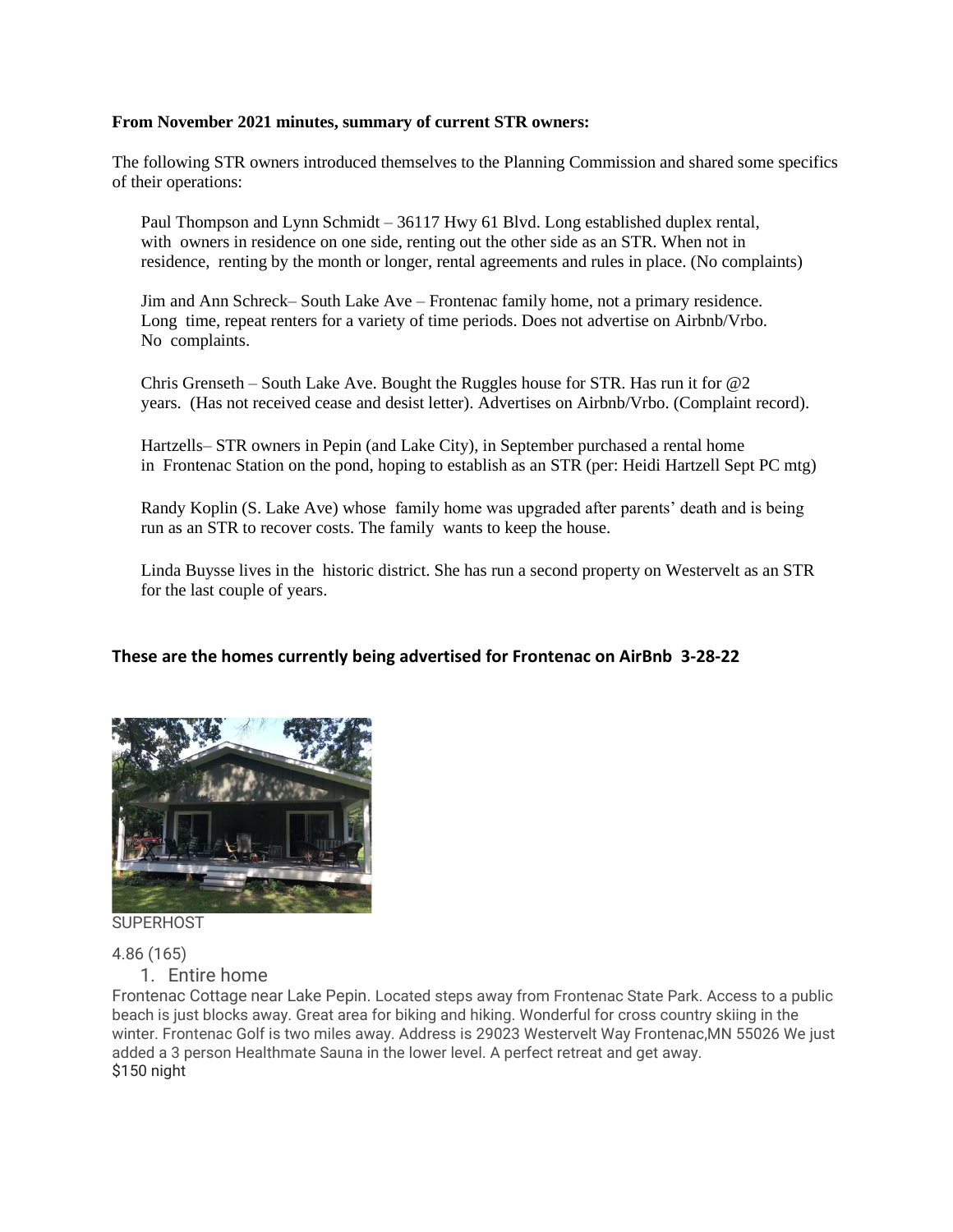**From November 2021 minutes, summary of current STR owners:**

The following STR owners introduced themselves to the Planning Commission and shared some specifics of their operations:

Paul Thompson and Lynn Schmidt – 36117 Hwy 61 Blvd. Long established duplex rental, with owners in residence on one side, renting out the other side as an STR. When not in residence, renting by the month or longer, rental agreements and rules in place. (No complaints)

Jim and Ann Schreck– South Lake Ave – Frontenac family home, not a primary residence. Long time, repeat renters for a variety of time periods. Does not advertise on Airbnb/Vrbo. No complaints.

Chris Grenseth – South Lake Ave. Bought the Ruggles house for STR. Has run it for @2 years. (Has not received cease and desist letter). Advertises on Airbnb/Vrbo. (Complaint record).

Hartzells– STR owners in Pepin (and Lake City), in September purchased a rental home in Frontenac Station on the pond, hoping to establish as an STR (per: Heidi Hartzell Sept PC mtg)

Randy Koplin (S. Lake Ave) whose family home was upgraded after parents' death and is being run as an STR to recover costs. The family wants to keep the house.

Linda Buysse lives in the historic district. She has run a second property on Westervelt as an STR for the last couple of years.

## These are the homes currently being advertised for Frontenac on AirBnb 3-28-22

SUPERHOST

4.86 (165)

1. Entire home

Frontenac Cottage near Lake Pepin. Located steps away from Frontenac State Park. Access to a public beach is just blocks away. Great area for biking and hiking. Wonderful for cross country skiing in the winter. Frontenac Golf is two miles away. Address is 29023 Westervelt Way Frontenac,MN 55026 We just added a 3 person Healthmate Sauna in the lower level. A perfect retreat and get away.

$150 night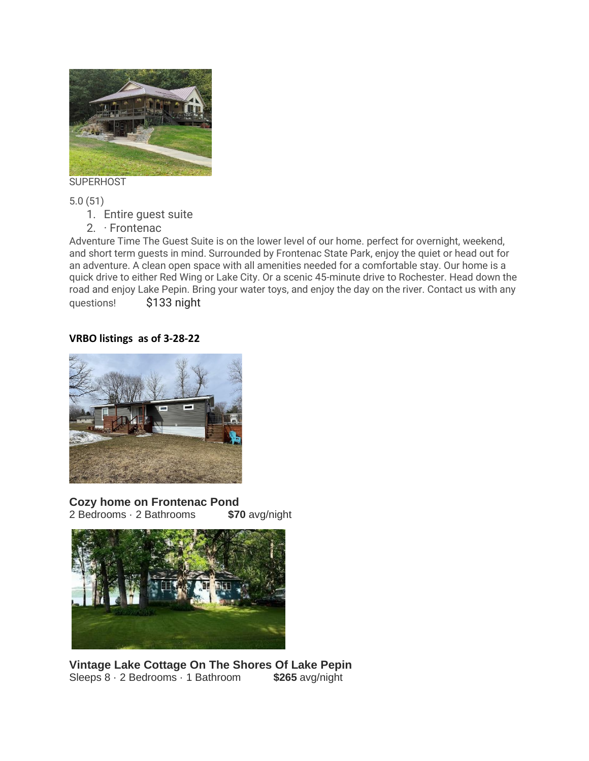SUPERHOST

5.0 (51)

1. Entire guest suite
2. · Frontenac

Adventure Time The Guest Suite is on the lower level of our home. perfect for overnight, weekend, and short term guests in mind. Surrounded by Frontenac State Park, enjoy the quiet or head out for an adventure. A clean open space with all amenities needed for a comfortable stay. Our home is a quick drive to either Red Wing or Lake City. Or a scenic 45-minute drive to Rochester. Head down the road and enjoy Lake Pepin. Bring your water toys, and enjoy the day on the river. Contact us with any questions! $133 night

**VRBO listings as of 3-28-22**

**Cozy home on Frontenac Pond**
2 Bedrooms · 2 Bathrooms **$70** avg/night

**Vintage Lake Cottage On The Shores Of Lake Pepin**
Sleeps 8 · 2 Bedrooms · 1 Bathroom **$265** avg/night